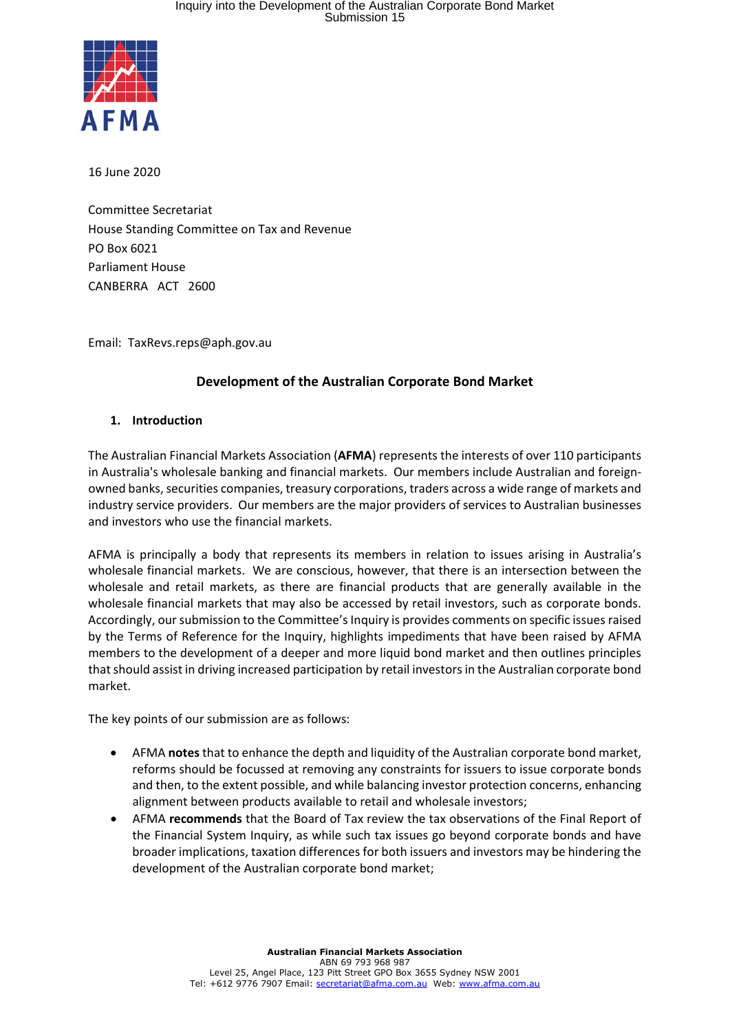16 June 2020

Committee Secretariat
House Standing Committee on Tax and Revenue
PO Box 6021
Parliament House
CANBERRA ACT 2600

Email: TaxRevs.reps@aph.gov.au

## Development of the Australian Corporate Bond Market

### 1. Introduction

The Australian Financial Markets Association (**AFMA**) represents the interests of over 110 participants in Australia's wholesale banking and financial markets. Our members include Australian and foreign-owned banks, securities companies, treasury corporations, traders across a wide range of markets and industry service providers. Our members are the major providers of services to Australian businesses and investors who use the financial markets.

AFMA is principally a body that represents its members in relation to issues arising in Australia's wholesale financial markets. We are conscious, however, that there is an intersection between the wholesale and retail markets, as there are financial products that are generally available in the wholesale financial markets that may also be accessed by retail investors, such as corporate bonds. Accordingly, our submission to the Committee's Inquiry is provides comments on specific issues raised by the Terms of Reference for the Inquiry, highlights impediments that have been raised by AFMA members to the development of a deeper and more liquid bond market and then outlines principles that should assist in driving increased participation by retail investors in the Australian corporate bond market.

The key points of our submission are as follows:

- AFMA **notes** that to enhance the depth and liquidity of the Australian corporate bond market, reforms should be focussed at removing any constraints for issuers to issue corporate bonds and then, to the extent possible, and while balancing investor protection concerns, enhancing alignment between products available to retail and wholesale investors;
- AFMA **recommends** that the Board of Tax review the tax observations of the Final Report of the Financial System Inquiry, as while such tax issues go beyond corporate bonds and have broader implications, taxation differences for both issuers and investors may be hindering the development of the Australian corporate bond market;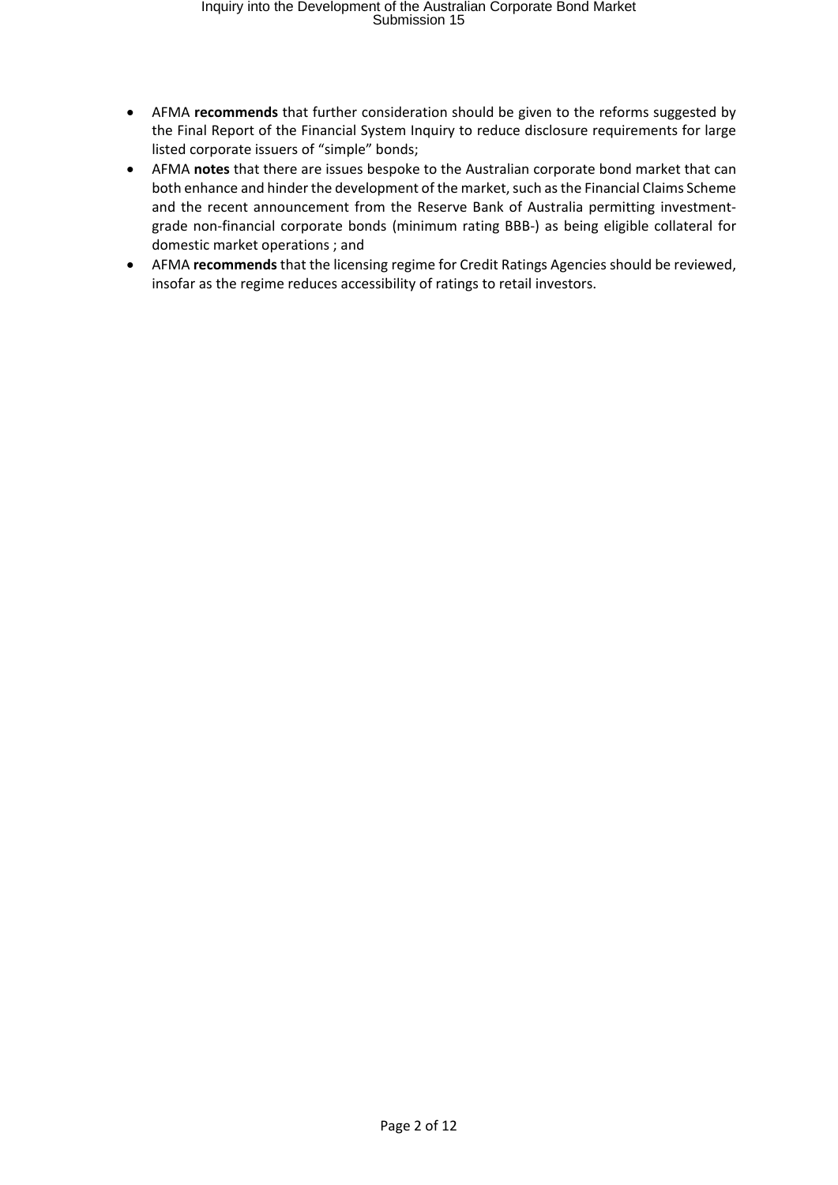- AFMA **recommends** that further consideration should be given to the reforms suggested by the Final Report of the Financial System Inquiry to reduce disclosure requirements for large listed corporate issuers of "simple" bonds;
- AFMA **notes** that there are issues bespoke to the Australian corporate bond market that can both enhance and hinder the development of the market, such as the Financial Claims Scheme and the recent announcement from the Reserve Bank of Australia permitting investment-grade non-financial corporate bonds (minimum rating BBB-) as being eligible collateral for domestic market operations ; and
- AFMA **recommends** that the licensing regime for Credit Ratings Agencies should be reviewed, insofar as the regime reduces accessibility of ratings to retail investors.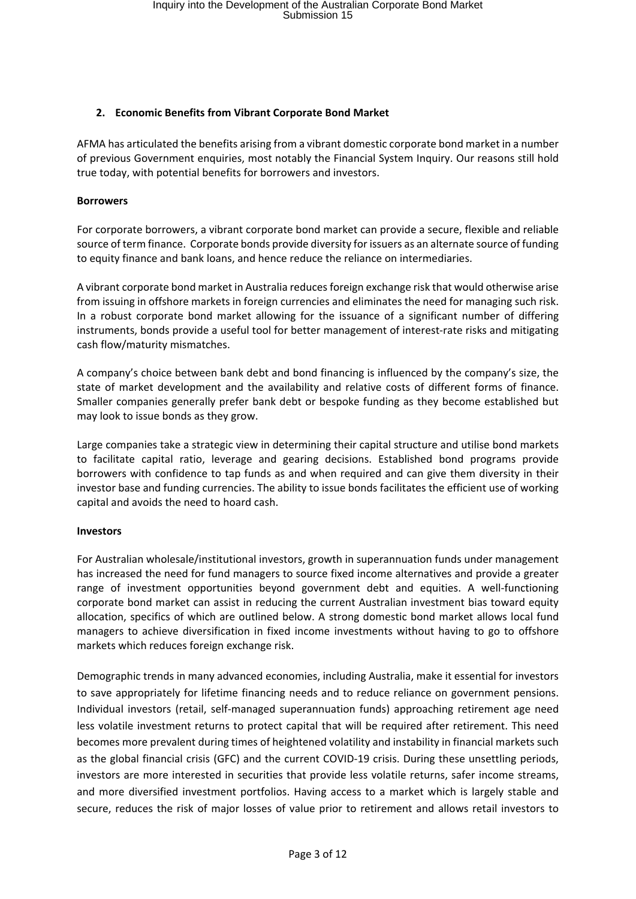## 2. Economic Benefits from Vibrant Corporate Bond Market

AFMA has articulated the benefits arising from a vibrant domestic corporate bond market in a number of previous Government enquiries, most notably the Financial System Inquiry. Our reasons still hold true today, with potential benefits for borrowers and investors.

**Borrowers**

For corporate borrowers, a vibrant corporate bond market can provide a secure, flexible and reliable source of term finance. Corporate bonds provide diversity for issuers as an alternate source of funding to equity finance and bank loans, and hence reduce the reliance on intermediaries.

A vibrant corporate bond market in Australia reduces foreign exchange risk that would otherwise arise from issuing in offshore markets in foreign currencies and eliminates the need for managing such risk. In a robust corporate bond market allowing for the issuance of a significant number of differing instruments, bonds provide a useful tool for better management of interest-rate risks and mitigating cash flow/maturity mismatches.

A company's choice between bank debt and bond financing is influenced by the company's size, the state of market development and the availability and relative costs of different forms of finance. Smaller companies generally prefer bank debt or bespoke funding as they become established but may look to issue bonds as they grow.

Large companies take a strategic view in determining their capital structure and utilise bond markets to facilitate capital ratio, leverage and gearing decisions. Established bond programs provide borrowers with confidence to tap funds as and when required and can give them diversity in their investor base and funding currencies. The ability to issue bonds facilitates the efficient use of working capital and avoids the need to hoard cash.

**Investors**

For Australian wholesale/institutional investors, growth in superannuation funds under management has increased the need for fund managers to source fixed income alternatives and provide a greater range of investment opportunities beyond government debt and equities. A well-functioning corporate bond market can assist in reducing the current Australian investment bias toward equity allocation, specifics of which are outlined below. A strong domestic bond market allows local fund managers to achieve diversification in fixed income investments without having to go to offshore markets which reduces foreign exchange risk.

Demographic trends in many advanced economies, including Australia, make it essential for investors to save appropriately for lifetime financing needs and to reduce reliance on government pensions. Individual investors (retail, self-managed superannuation funds) approaching retirement age need less volatile investment returns to protect capital that will be required after retirement. This need becomes more prevalent during times of heightened volatility and instability in financial markets such as the global financial crisis (GFC) and the current COVID-19 crisis. During these unsettling periods, investors are more interested in securities that provide less volatile returns, safer income streams, and more diversified investment portfolios. Having access to a market which is largely stable and secure, reduces the risk of major losses of value prior to retirement and allows retail investors to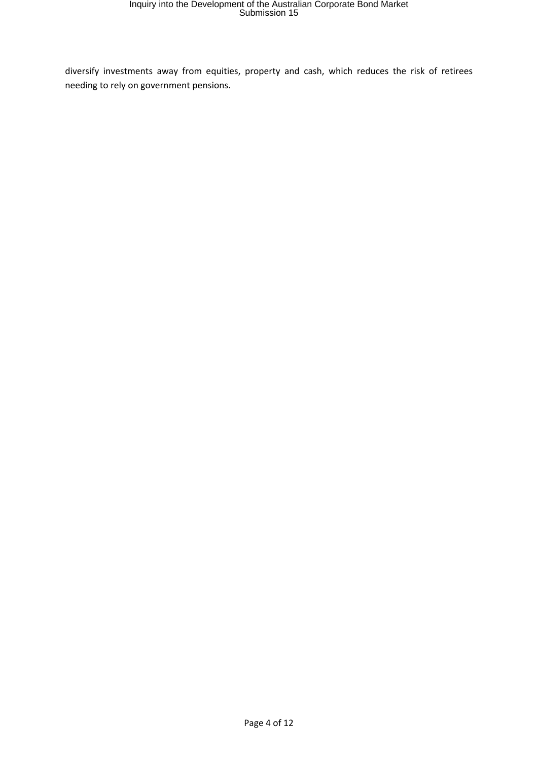diversify investments away from equities, property and cash, which reduces the risk of retirees needing to rely on government pensions.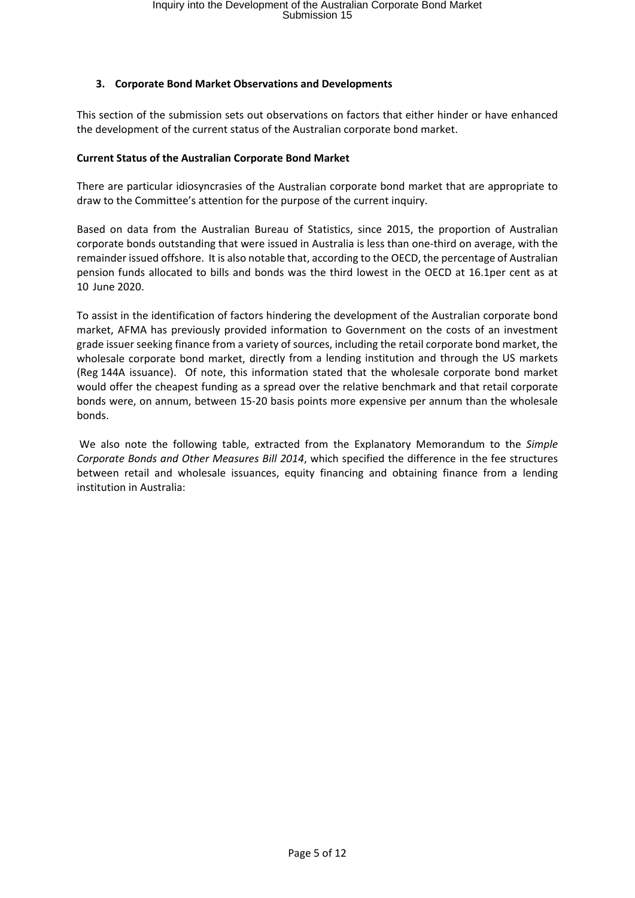### 3. Corporate Bond Market Observations and Developments

This section of the submission sets out observations on factors that either hinder or have enhanced the development of the current status of the Australian corporate bond market.

**Current Status of the Australian Corporate Bond Market**

There are particular idiosyncrasies of the Australian corporate bond market that are appropriate to draw to the Committee's attention for the purpose of the current inquiry.

Based on data from the Australian Bureau of Statistics, since 2015, the proportion of Australian corporate bonds outstanding that were issued in Australia is less than one-third on average, with the remainder issued offshore. It is also notable that, according to the OECD, the percentage of Australian pension funds allocated to bills and bonds was the third lowest in the OECD at 16.1per cent as at 10 June 2020.

To assist in the identification of factors hindering the development of the Australian corporate bond market, AFMA has previously provided information to Government on the costs of an investment grade issuer seeking finance from a variety of sources, including the retail corporate bond market, the wholesale corporate bond market, directly from a lending institution and through the US markets (Reg 144A issuance). Of note, this information stated that the wholesale corporate bond market would offer the cheapest funding as a spread over the relative benchmark and that retail corporate bonds were, on annum, between 15-20 basis points more expensive per annum than the wholesale bonds.

We also note the following table, extracted from the Explanatory Memorandum to the *Simple Corporate Bonds and Other Measures Bill 2014*, which specified the difference in the fee structures between retail and wholesale issuances, equity financing and obtaining finance from a lending institution in Australia: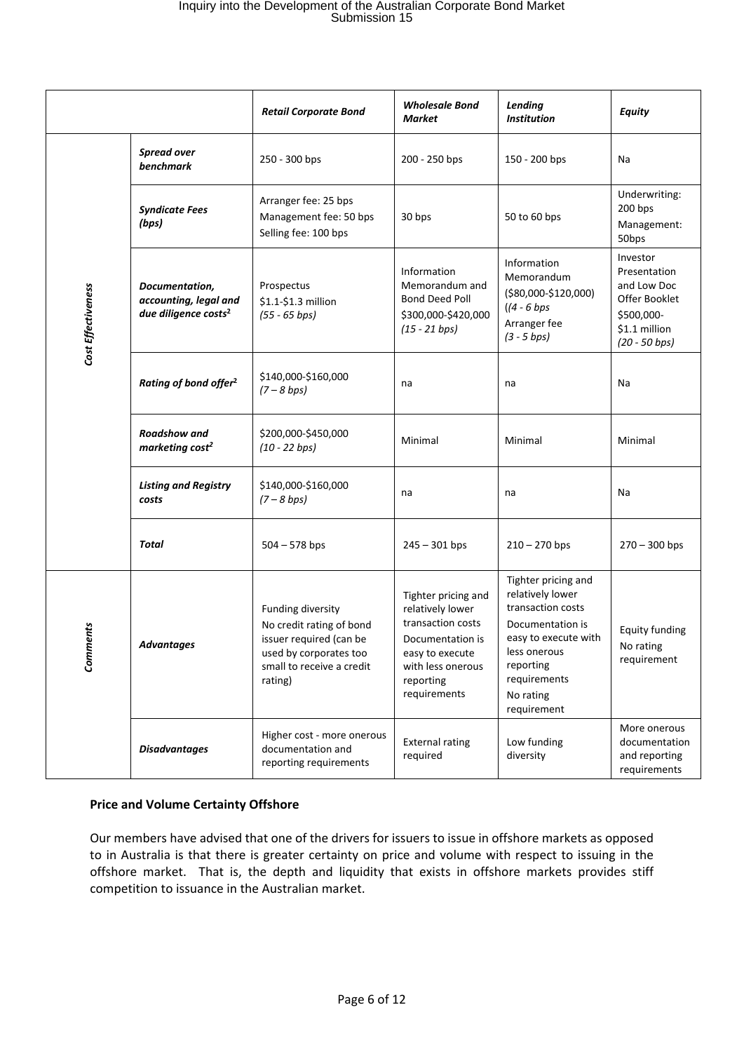| | | *Retail Corporate Bond* | *Wholesale Bond Market* | *Lending Institution* | *Equity* |
|---|---|---|---|---|---|
| ***Cost Effectiveness*** | ***Spread over benchmark*** | 250 - 300 bps | 200 - 250 bps | 150 - 200 bps | Na |
| | ***Syndicate Fees (bps)*** | Arranger fee: 25 bps<br>Management fee: 50 bps<br>Selling fee: 100 bps | 30 bps | 50 to 60 bps | Underwriting: 200 bps<br>Management: 50bps |
| | ***Documentation, accounting, legal and due diligence costs[2]*** | Prospectus<br>$1.1-$1.3 million<br>*(55 - 65 bps)* | Information Memorandum and Bond Deed Poll<br>$300,000-$420,000<br>*(15 - 21 bps)* | Information Memorandum<br>($80,000-$120,000)<br>(*(4 - 6 bps*<br>Arranger fee<br>*(3 - 5 bps)* | Investor Presentation and Low Doc Offer Booklet<br>$500,000-<br>$1.1 million<br>*(20 - 50 bps)* |
| | ***Rating of bond offer[2]*** | $140,000-$160,000<br>*(7 – 8 bps)* | na | na | Na |
| | ***Roadshow and marketing cost[2]*** | $200,000-$450,000<br>*(10 - 22 bps)* | Minimal | Minimal | Minimal |
| | ***Listing and Registry costs*** | $140,000-$160,000<br>*(7 – 8 bps)* | na | na | Na |
| | ***Total*** | 504 – 578 bps | 245 – 301 bps | 210 – 270 bps | 270 – 300 bps |
| ***Comments*** | ***Advantages*** | Funding diversity<br>No credit rating of bond issuer required (can be used by corporates too small to receive a credit rating) | Tighter pricing and relatively lower transaction costs<br>Documentation is easy to execute with less onerous reporting requirements | Tighter pricing and relatively lower transaction costs<br>Documentation is easy to execute with less onerous reporting requirements<br>No rating requirement | Equity funding<br>No rating requirement |
| | ***Disadvantages*** | Higher cost - more onerous documentation and reporting requirements | External rating required | Low funding diversity | More onerous documentation and reporting requirements |

**Price and Volume Certainty Offshore**

Our members have advised that one of the drivers for issuers to issue in offshore markets as opposed to in Australia is that there is greater certainty on price and volume with respect to issuing in the offshore market. That is, the depth and liquidity that exists in offshore markets provides stiff competition to issuance in the Australian market.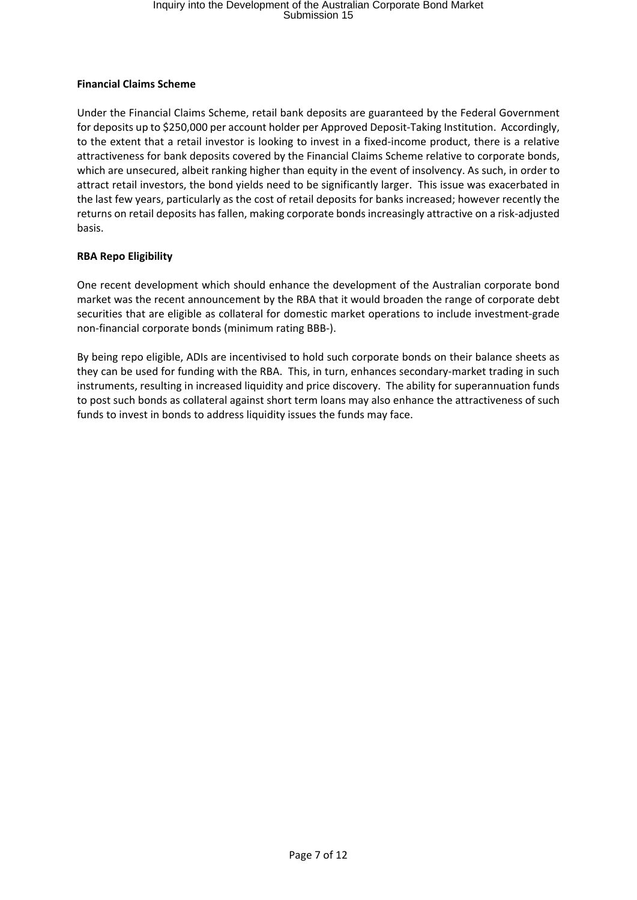**Financial Claims Scheme**

Under the Financial Claims Scheme, retail bank deposits are guaranteed by the Federal Government for deposits up to $250,000 per account holder per Approved Deposit-Taking Institution. Accordingly, to the extent that a retail investor is looking to invest in a fixed-income product, there is a relative attractiveness for bank deposits covered by the Financial Claims Scheme relative to corporate bonds, which are unsecured, albeit ranking higher than equity in the event of insolvency. As such, in order to attract retail investors, the bond yields need to be significantly larger. This issue was exacerbated in the last few years, particularly as the cost of retail deposits for banks increased; however recently the returns on retail deposits has fallen, making corporate bonds increasingly attractive on a risk-adjusted basis.

**RBA Repo Eligibility**

One recent development which should enhance the development of the Australian corporate bond market was the recent announcement by the RBA that it would broaden the range of corporate debt securities that are eligible as collateral for domestic market operations to include investment-grade non-financial corporate bonds (minimum rating BBB-).

By being repo eligible, ADIs are incentivised to hold such corporate bonds on their balance sheets as they can be used for funding with the RBA. This, in turn, enhances secondary-market trading in such instruments, resulting in increased liquidity and price discovery. The ability for superannuation funds to post such bonds as collateral against short term loans may also enhance the attractiveness of such funds to invest in bonds to address liquidity issues the funds may face.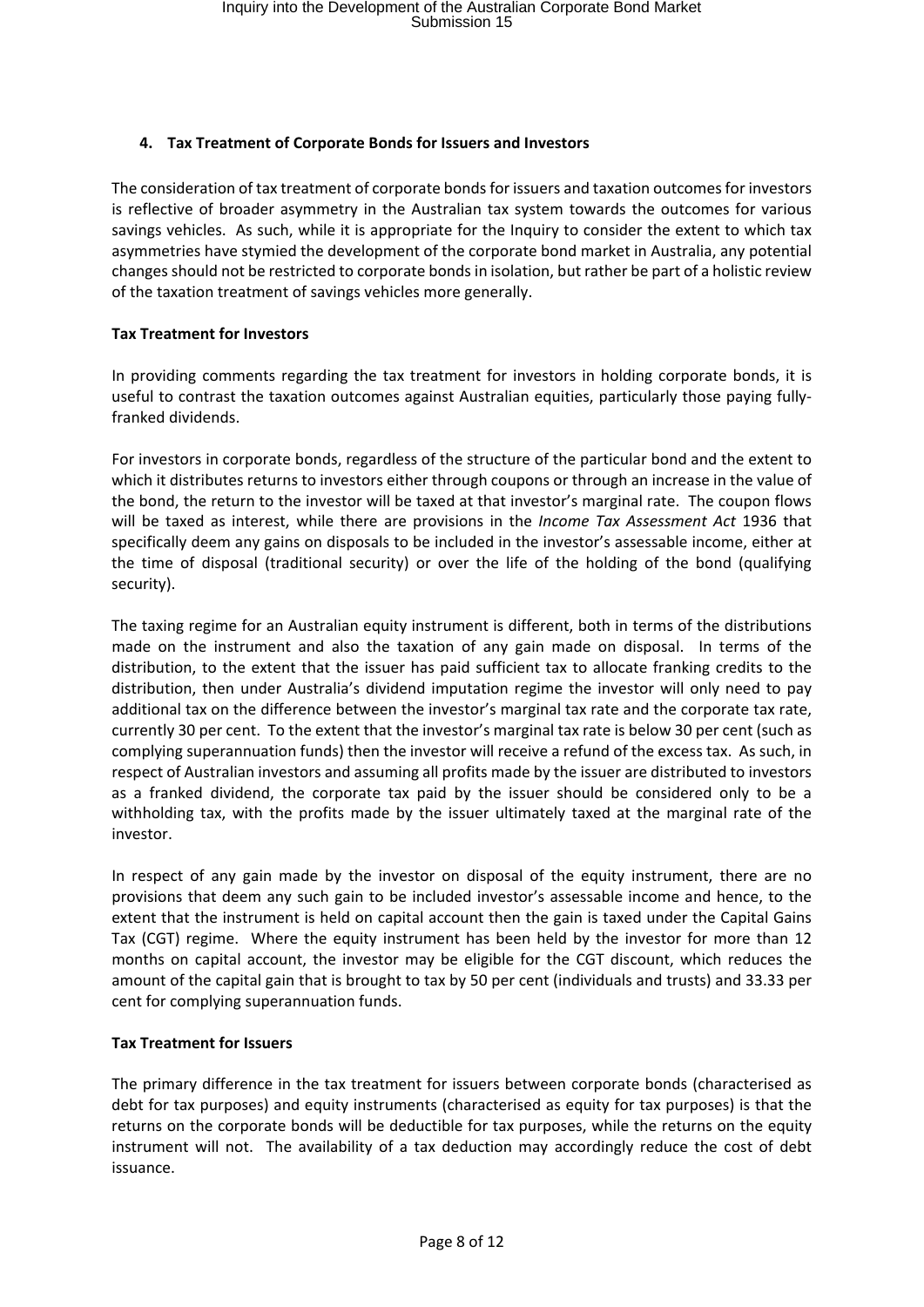## 4. Tax Treatment of Corporate Bonds for Issuers and Investors

The consideration of tax treatment of corporate bonds for issuers and taxation outcomes for investors is reflective of broader asymmetry in the Australian tax system towards the outcomes for various savings vehicles. As such, while it is appropriate for the Inquiry to consider the extent to which tax asymmetries have stymied the development of the corporate bond market in Australia, any potential changes should not be restricted to corporate bonds in isolation, but rather be part of a holistic review of the taxation treatment of savings vehicles more generally.

### Tax Treatment for Investors

In providing comments regarding the tax treatment for investors in holding corporate bonds, it is useful to contrast the taxation outcomes against Australian equities, particularly those paying fully-franked dividends.

For investors in corporate bonds, regardless of the structure of the particular bond and the extent to which it distributes returns to investors either through coupons or through an increase in the value of the bond, the return to the investor will be taxed at that investor's marginal rate. The coupon flows will be taxed as interest, while there are provisions in the *Income Tax Assessment Act* 1936 that specifically deem any gains on disposals to be included in the investor's assessable income, either at the time of disposal (traditional security) or over the life of the holding of the bond (qualifying security).

The taxing regime for an Australian equity instrument is different, both in terms of the distributions made on the instrument and also the taxation of any gain made on disposal. In terms of the distribution, to the extent that the issuer has paid sufficient tax to allocate franking credits to the distribution, then under Australia's dividend imputation regime the investor will only need to pay additional tax on the difference between the investor's marginal tax rate and the corporate tax rate, currently 30 per cent. To the extent that the investor's marginal tax rate is below 30 per cent (such as complying superannuation funds) then the investor will receive a refund of the excess tax. As such, in respect of Australian investors and assuming all profits made by the issuer are distributed to investors as a franked dividend, the corporate tax paid by the issuer should be considered only to be a withholding tax, with the profits made by the issuer ultimately taxed at the marginal rate of the investor.

In respect of any gain made by the investor on disposal of the equity instrument, there are no provisions that deem any such gain to be included investor's assessable income and hence, to the extent that the instrument is held on capital account then the gain is taxed under the Capital Gains Tax (CGT) regime. Where the equity instrument has been held by the investor for more than 12 months on capital account, the investor may be eligible for the CGT discount, which reduces the amount of the capital gain that is brought to tax by 50 per cent (individuals and trusts) and 33.33 per cent for complying superannuation funds.

### Tax Treatment for Issuers

The primary difference in the tax treatment for issuers between corporate bonds (characterised as debt for tax purposes) and equity instruments (characterised as equity for tax purposes) is that the returns on the corporate bonds will be deductible for tax purposes, while the returns on the equity instrument will not. The availability of a tax deduction may accordingly reduce the cost of debt issuance.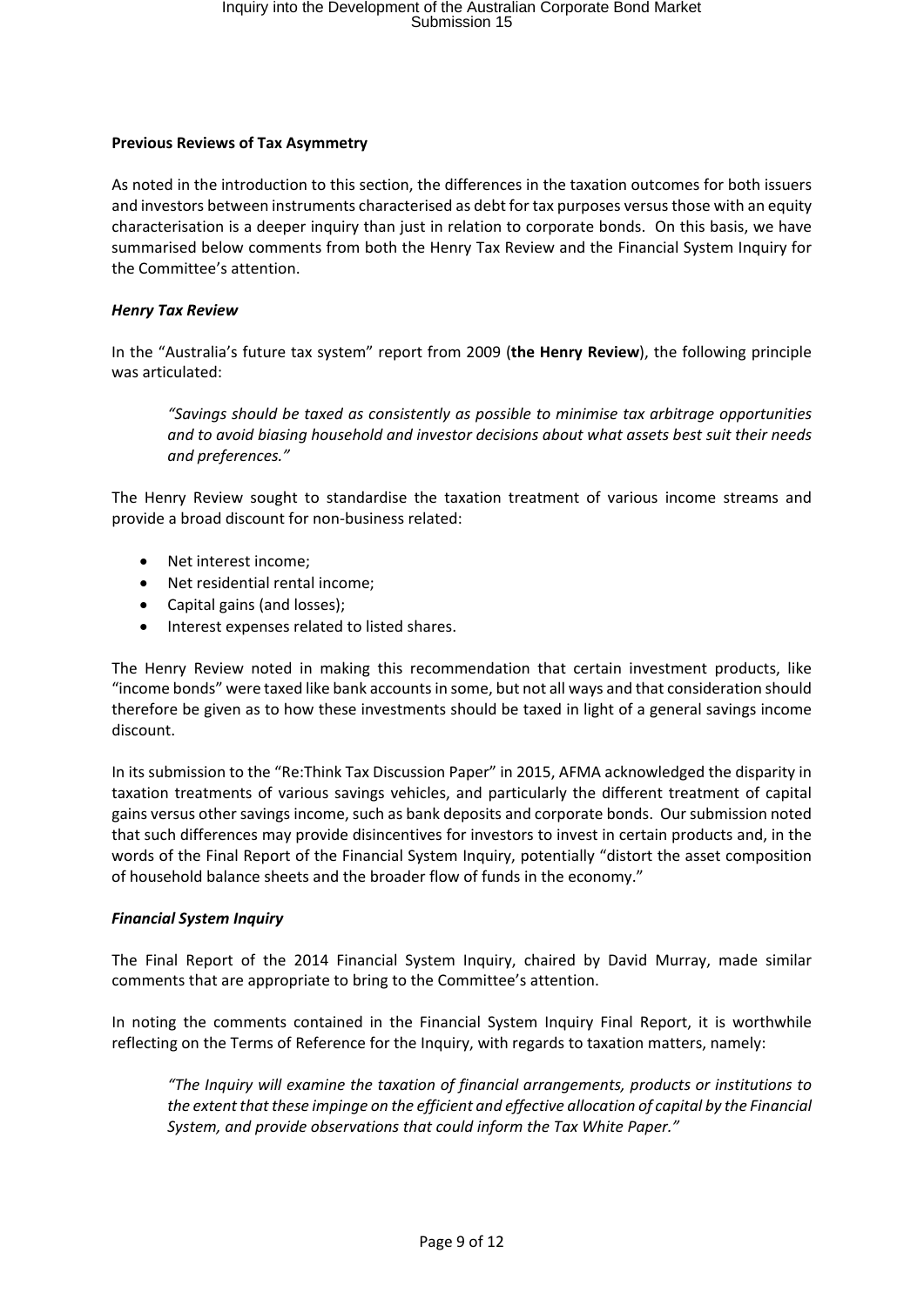**Previous Reviews of Tax Asymmetry**

As noted in the introduction to this section, the differences in the taxation outcomes for both issuers and investors between instruments characterised as debt for tax purposes versus those with an equity characterisation is a deeper inquiry than just in relation to corporate bonds. On this basis, we have summarised below comments from both the Henry Tax Review and the Financial System Inquiry for the Committee's attention.

***Henry Tax Review***

In the "Australia's future tax system" report from 2009 (**the Henry Review**), the following principle was articulated:

> *"Savings should be taxed as consistently as possible to minimise tax arbitrage opportunities and to avoid biasing household and investor decisions about what assets best suit their needs and preferences."*

The Henry Review sought to standardise the taxation treatment of various income streams and provide a broad discount for non-business related:

- Net interest income;
- Net residential rental income;
- Capital gains (and losses);
- Interest expenses related to listed shares.

The Henry Review noted in making this recommendation that certain investment products, like "income bonds" were taxed like bank accounts in some, but not all ways and that consideration should therefore be given as to how these investments should be taxed in light of a general savings income discount.

In its submission to the "Re:Think Tax Discussion Paper" in 2015, AFMA acknowledged the disparity in taxation treatments of various savings vehicles, and particularly the different treatment of capital gains versus other savings income, such as bank deposits and corporate bonds. Our submission noted that such differences may provide disincentives for investors to invest in certain products and, in the words of the Final Report of the Financial System Inquiry, potentially "distort the asset composition of household balance sheets and the broader flow of funds in the economy."

***Financial System Inquiry***

The Final Report of the 2014 Financial System Inquiry, chaired by David Murray, made similar comments that are appropriate to bring to the Committee's attention.

In noting the comments contained in the Financial System Inquiry Final Report, it is worthwhile reflecting on the Terms of Reference for the Inquiry, with regards to taxation matters, namely:

> *"The Inquiry will examine the taxation of financial arrangements, products or institutions to the extent that these impinge on the efficient and effective allocation of capital by the Financial System, and provide observations that could inform the Tax White Paper."*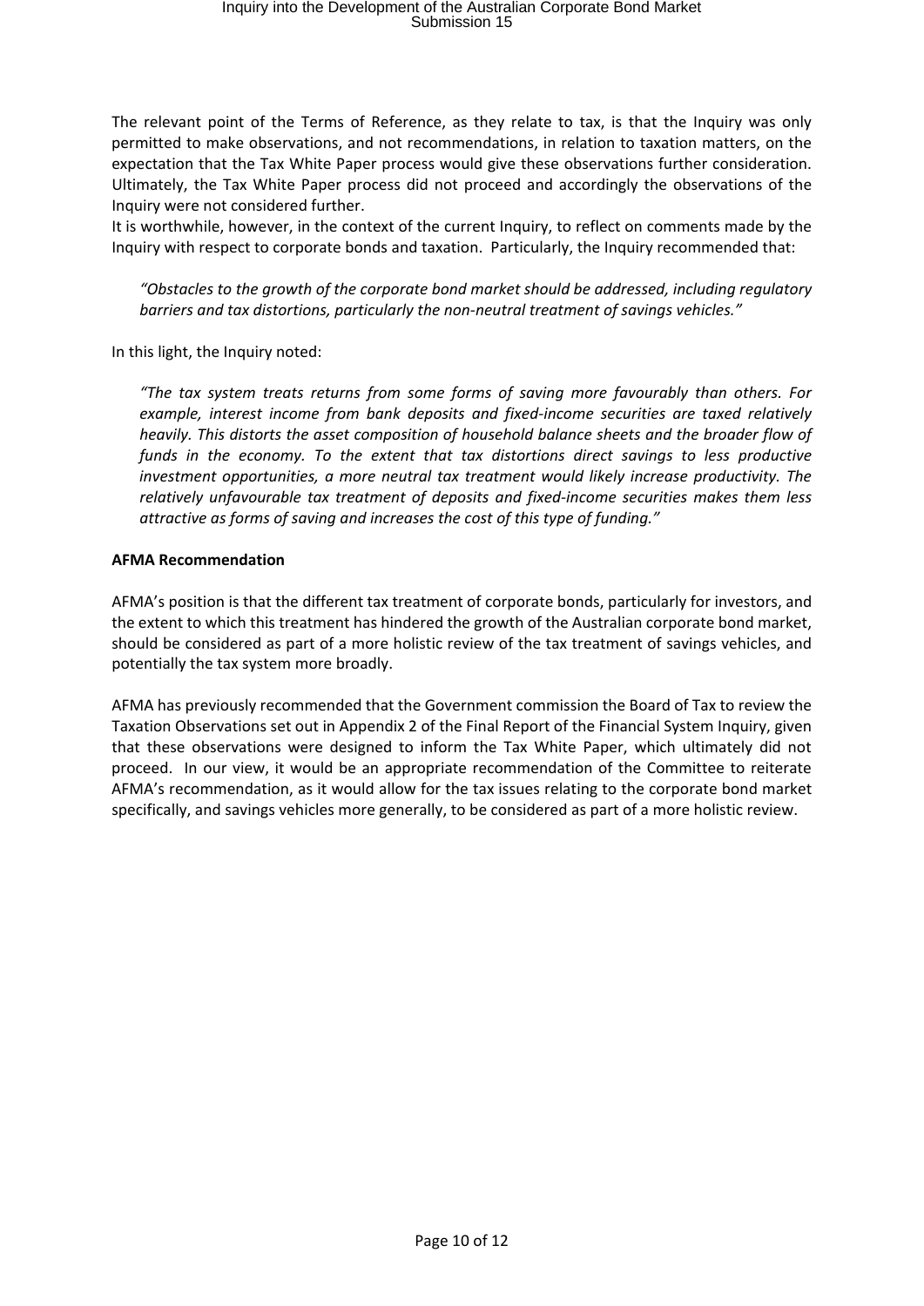The relevant point of the Terms of Reference, as they relate to tax, is that the Inquiry was only permitted to make observations, and not recommendations, in relation to taxation matters, on the expectation that the Tax White Paper process would give these observations further consideration. Ultimately, the Tax White Paper process did not proceed and accordingly the observations of the Inquiry were not considered further.

It is worthwhile, however, in the context of the current Inquiry, to reflect on comments made by the Inquiry with respect to corporate bonds and taxation. Particularly, the Inquiry recommended that:

> *"Obstacles to the growth of the corporate bond market should be addressed, including regulatory barriers and tax distortions, particularly the non-neutral treatment of savings vehicles."*

In this light, the Inquiry noted:

> *"The tax system treats returns from some forms of saving more favourably than others. For example, interest income from bank deposits and fixed-income securities are taxed relatively heavily. This distorts the asset composition of household balance sheets and the broader flow of funds in the economy. To the extent that tax distortions direct savings to less productive investment opportunities, a more neutral tax treatment would likely increase productivity. The relatively unfavourable tax treatment of deposits and fixed-income securities makes them less attractive as forms of saving and increases the cost of this type of funding."*

**AFMA Recommendation**

AFMA's position is that the different tax treatment of corporate bonds, particularly for investors, and the extent to which this treatment has hindered the growth of the Australian corporate bond market, should be considered as part of a more holistic review of the tax treatment of savings vehicles, and potentially the tax system more broadly.

AFMA has previously recommended that the Government commission the Board of Tax to review the Taxation Observations set out in Appendix 2 of the Final Report of the Financial System Inquiry, given that these observations were designed to inform the Tax White Paper, which ultimately did not proceed. In our view, it would be an appropriate recommendation of the Committee to reiterate AFMA's recommendation, as it would allow for the tax issues relating to the corporate bond market specifically, and savings vehicles more generally, to be considered as part of a more holistic review.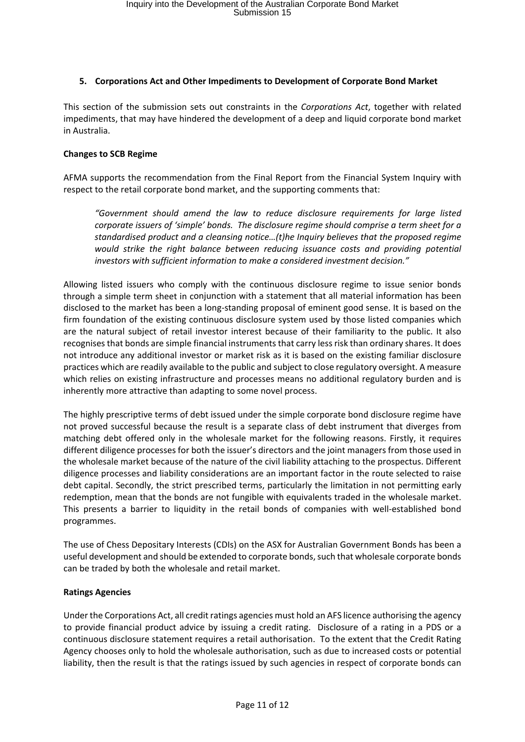## 5. Corporations Act and Other Impediments to Development of Corporate Bond Market

This section of the submission sets out constraints in the *Corporations Act*, together with related impediments, that may have hindered the development of a deep and liquid corporate bond market in Australia.

**Changes to SCB Regime**

AFMA supports the recommendation from the Final Report from the Financial System Inquiry with respect to the retail corporate bond market, and the supporting comments that:

> *"Government should amend the law to reduce disclosure requirements for large listed corporate issuers of 'simple' bonds. The disclosure regime should comprise a term sheet for a standardised product and a cleansing notice…(t)he Inquiry believes that the proposed regime would strike the right balance between reducing issuance costs and providing potential investors with sufficient information to make a considered investment decision."*

Allowing listed issuers who comply with the continuous disclosure regime to issue senior bonds through a simple term sheet in conjunction with a statement that all material information has been disclosed to the market has been a long-standing proposal of eminent good sense. It is based on the firm foundation of the existing continuous disclosure system used by those listed companies which are the natural subject of retail investor interest because of their familiarity to the public. It also recognises that bonds are simple financial instruments that carry less risk than ordinary shares. It does not introduce any additional investor or market risk as it is based on the existing familiar disclosure practices which are readily available to the public and subject to close regulatory oversight. A measure which relies on existing infrastructure and processes means no additional regulatory burden and is inherently more attractive than adapting to some novel process.

The highly prescriptive terms of debt issued under the simple corporate bond disclosure regime have not proved successful because the result is a separate class of debt instrument that diverges from matching debt offered only in the wholesale market for the following reasons. Firstly, it requires different diligence processes for both the issuer's directors and the joint managers from those used in the wholesale market because of the nature of the civil liability attaching to the prospectus. Different diligence processes and liability considerations are an important factor in the route selected to raise debt capital. Secondly, the strict prescribed terms, particularly the limitation in not permitting early redemption, mean that the bonds are not fungible with equivalents traded in the wholesale market. This presents a barrier to liquidity in the retail bonds of companies with well-established bond programmes.

The use of Chess Depositary Interests (CDIs) on the ASX for Australian Government Bonds has been a useful development and should be extended to corporate bonds, such that wholesale corporate bonds can be traded by both the wholesale and retail market.

**Ratings Agencies**

Under the Corporations Act, all credit ratings agencies must hold an AFS licence authorising the agency to provide financial product advice by issuing a credit rating. Disclosure of a rating in a PDS or a continuous disclosure statement requires a retail authorisation. To the extent that the Credit Rating Agency chooses only to hold the wholesale authorisation, such as due to increased costs or potential liability, then the result is that the ratings issued by such agencies in respect of corporate bonds can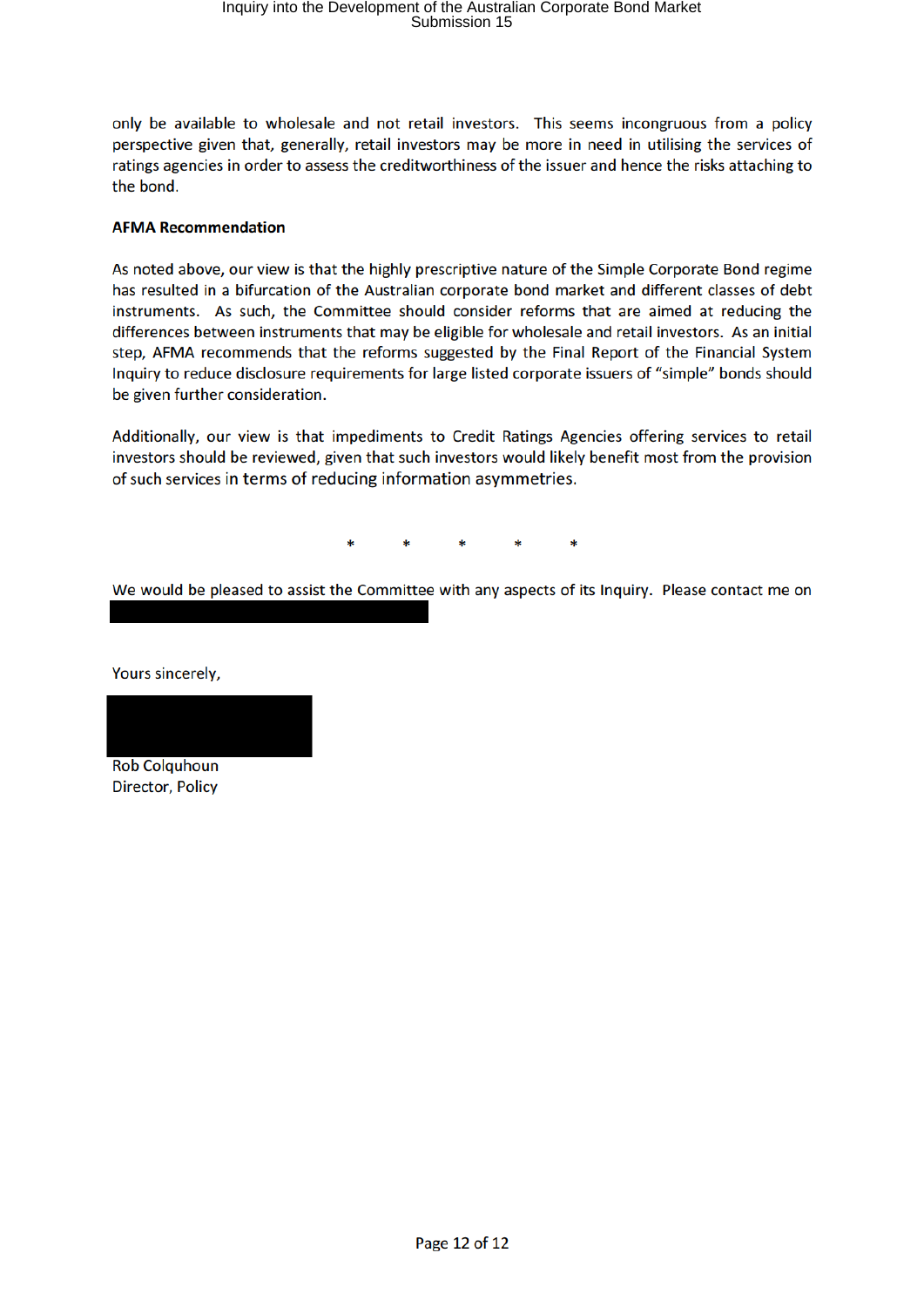only be available to wholesale and not retail investors. This seems incongruous from a policy perspective given that, generally, retail investors may be more in need in utilising the services of ratings agencies in order to assess the creditworthiness of the issuer and hence the risks attaching to the bond.

**AFMA Recommendation**

As noted above, our view is that the highly prescriptive nature of the Simple Corporate Bond regime has resulted in a bifurcation of the Australian corporate bond market and different classes of debt instruments. As such, the Committee should consider reforms that are aimed at reducing the differences between instruments that may be eligible for wholesale and retail investors. As an initial step, AFMA recommends that the reforms suggested by the Final Report of the Financial System Inquiry to reduce disclosure requirements for large listed corporate issuers of "simple" bonds should be given further consideration.

Additionally, our view is that impediments to Credit Ratings Agencies offering services to retail investors should be reviewed, given that such investors would likely benefit most from the provision of such services in terms of reducing information asymmetries.

\* \* \* \* \*

We would be pleased to assist the Committee with any aspects of its Inquiry. Please contact me on

Yours sincerely,

Rob Colquhoun
Director, Policy